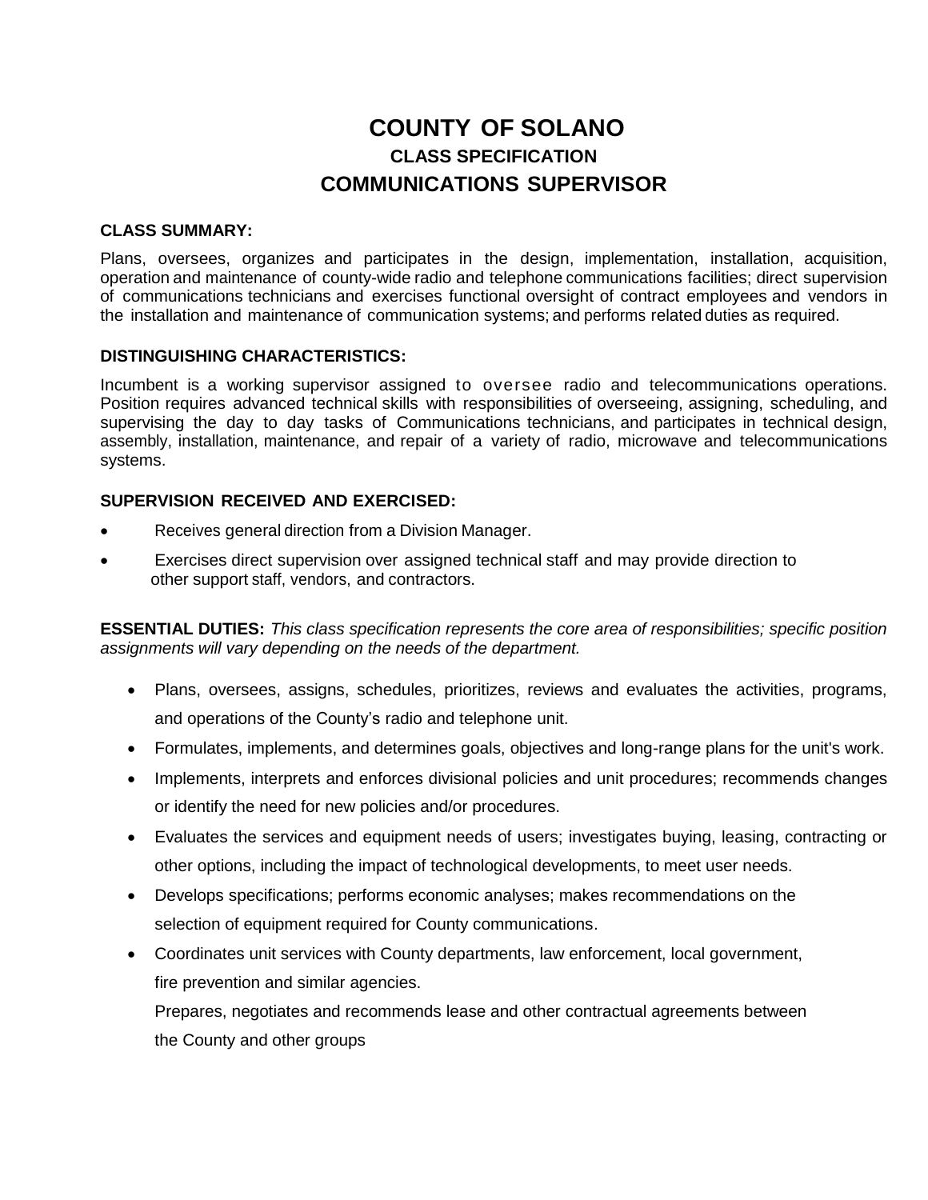# COUNTY OF SOLANO

## CLASS SPECIFICATION

## COMMUNICATIONS SUPERVISOR

**CLASS SUMMARY:**

Plans, oversees, organizes and participates in the design, implementation, installation, acquisition, operation and maintenance of county-wide radio and telephone communications facilities; direct supervision of communications technicians and exercises functional oversight of contract employees and vendors in the installation and maintenance of communication systems; and performs related duties as required.

**DISTINGUISHING CHARACTERISTICS:**

Incumbent is a working supervisor assigned to oversee radio and telecommunications operations. Position requires advanced technical skills with responsibilities of overseeing, assigning, scheduling, and supervising the day to day tasks of Communications technicians, and participates in technical design, assembly, installation, maintenance, and repair of a variety of radio, microwave and telecommunications systems.

**SUPERVISION RECEIVED AND EXERCISED:**

- Receives general direction from a Division Manager.
- Exercises direct supervision over assigned technical staff and may provide direction to other support staff, vendors, and contractors.

**ESSENTIAL DUTIES:** *This class specification represents the core area of responsibilities; specific position assignments will vary depending on the needs of the department.*

- Plans, oversees, assigns, schedules, prioritizes, reviews and evaluates the activities, programs, and operations of the County's radio and telephone unit.
- Formulates, implements, and determines goals, objectives and long-range plans for the unit's work.
- Implements, interprets and enforces divisional policies and unit procedures; recommends changes or identify the need for new policies and/or procedures.
- Evaluates the services and equipment needs of users; investigates buying, leasing, contracting or other options, including the impact of technological developments, to meet user needs.
- Develops specifications; performs economic analyses; makes recommendations on the selection of equipment required for County communications.
- Coordinates unit services with County departments, law enforcement, local government, fire prevention and similar agencies.

  Prepares, negotiates and recommends lease and other contractual agreements between the County and other groups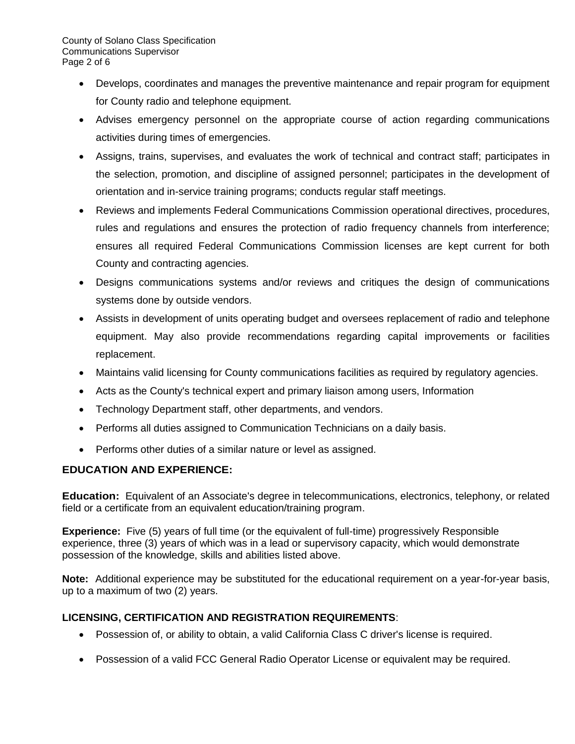- Develops, coordinates and manages the preventive maintenance and repair program for equipment for County radio and telephone equipment.
- Advises emergency personnel on the appropriate course of action regarding communications activities during times of emergencies.
- Assigns, trains, supervises, and evaluates the work of technical and contract staff; participates in the selection, promotion, and discipline of assigned personnel; participates in the development of orientation and in-service training programs; conducts regular staff meetings.
- Reviews and implements Federal Communications Commission operational directives, procedures, rules and regulations and ensures the protection of radio frequency channels from interference; ensures all required Federal Communications Commission licenses are kept current for both County and contracting agencies.
- Designs communications systems and/or reviews and critiques the design of communications systems done by outside vendors.
- Assists in development of units operating budget and oversees replacement of radio and telephone equipment. May also provide recommendations regarding capital improvements or facilities replacement.
- Maintains valid licensing for County communications facilities as required by regulatory agencies.
- Acts as the County's technical expert and primary liaison among users, Information
- Technology Department staff, other departments, and vendors.
- Performs all duties assigned to Communication Technicians on a daily basis.
- Performs other duties of a similar nature or level as assigned.

## EDUCATION AND EXPERIENCE:

**Education:** Equivalent of an Associate's degree in telecommunications, electronics, telephony, or related field or a certificate from an equivalent education/training program.

**Experience:** Five (5) years of full time (or the equivalent of full-time) progressively Responsible experience, three (3) years of which was in a lead or supervisory capacity, which would demonstrate possession of the knowledge, skills and abilities listed above.

**Note:** Additional experience may be substituted for the educational requirement on a year-for-year basis, up to a maximum of two (2) years.

## LICENSING, CERTIFICATION AND REGISTRATION REQUIREMENTS:

- Possession of, or ability to obtain, a valid California Class C driver's license is required.
- Possession of a valid FCC General Radio Operator License or equivalent may be required.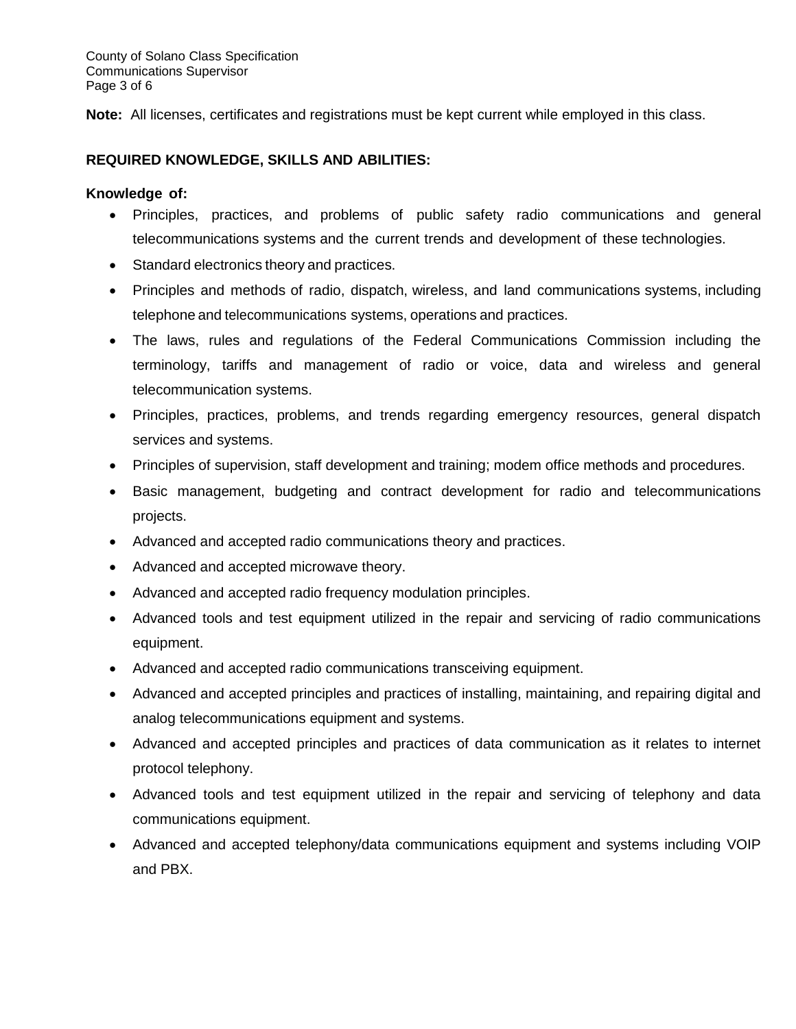**Note:** All licenses, certificates and registrations must be kept current while employed in this class.

**REQUIRED KNOWLEDGE, SKILLS AND ABILITIES:**

**Knowledge of:**

- Principles, practices, and problems of public safety radio communications and general telecommunications systems and the current trends and development of these technologies.
- Standard electronics theory and practices.
- Principles and methods of radio, dispatch, wireless, and land communications systems, including telephone and telecommunications systems, operations and practices.
- The laws, rules and regulations of the Federal Communications Commission including the terminology, tariffs and management of radio or voice, data and wireless and general telecommunication systems.
- Principles, practices, problems, and trends regarding emergency resources, general dispatch services and systems.
- Principles of supervision, staff development and training; modem office methods and procedures.
- Basic management, budgeting and contract development for radio and telecommunications projects.
- Advanced and accepted radio communications theory and practices.
- Advanced and accepted microwave theory.
- Advanced and accepted radio frequency modulation principles.
- Advanced tools and test equipment utilized in the repair and servicing of radio communications equipment.
- Advanced and accepted radio communications transceiving equipment.
- Advanced and accepted principles and practices of installing, maintaining, and repairing digital and analog telecommunications equipment and systems.
- Advanced and accepted principles and practices of data communication as it relates to internet protocol telephony.
- Advanced tools and test equipment utilized in the repair and servicing of telephony and data communications equipment.
- Advanced and accepted telephony/data communications equipment and systems including VOIP and PBX.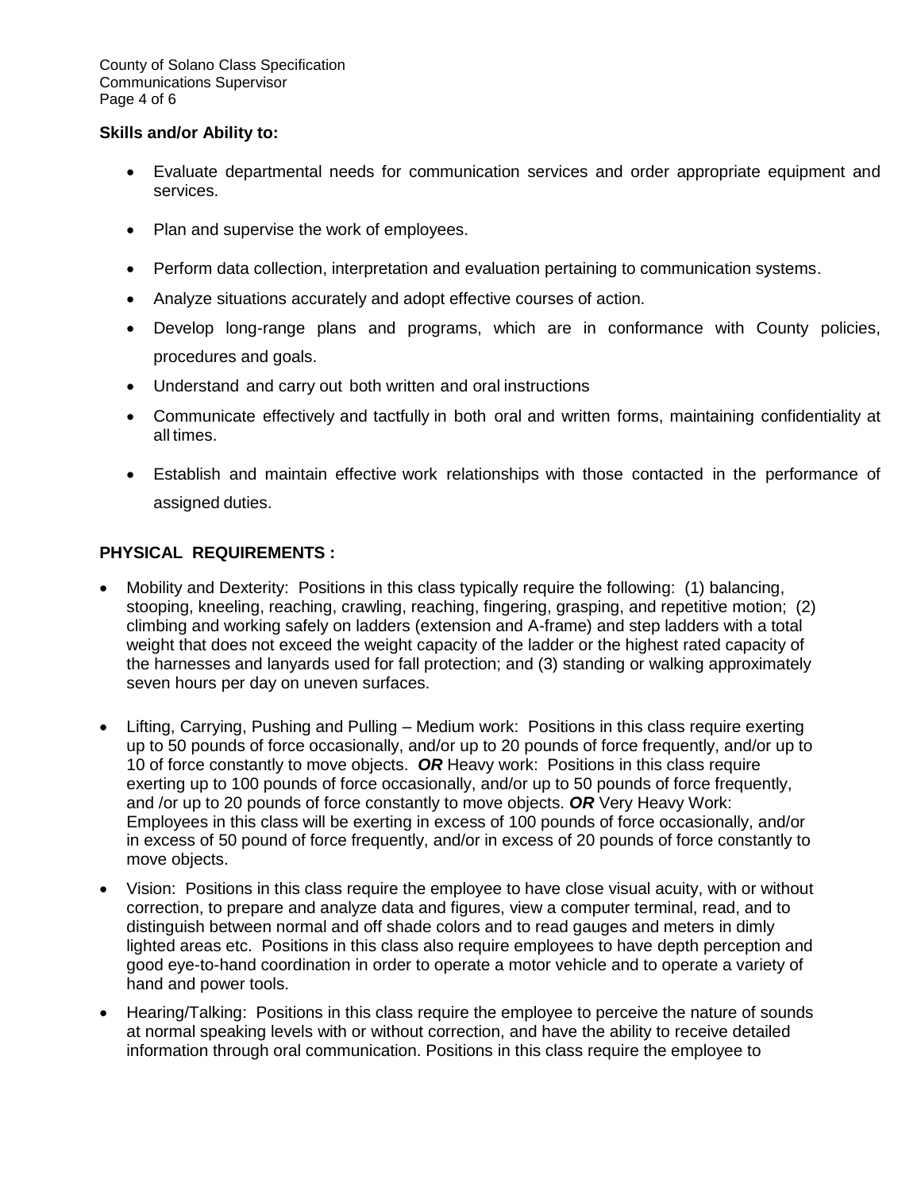**Skills and/or Ability to:**

- Evaluate departmental needs for communication services and order appropriate equipment and services.
- Plan and supervise the work of employees.
- Perform data collection, interpretation and evaluation pertaining to communication systems.
- Analyze situations accurately and adopt effective courses of action.
- Develop long-range plans and programs, which are in conformance with County policies, procedures and goals.
- Understand and carry out both written and oral instructions
- Communicate effectively and tactfully in both oral and written forms, maintaining confidentiality at all times.
- Establish and maintain effective work relationships with those contacted in the performance of assigned duties.

## PHYSICAL REQUIREMENTS :

- Mobility and Dexterity: Positions in this class typically require the following: (1) balancing, stooping, kneeling, reaching, crawling, reaching, fingering, grasping, and repetitive motion; (2) climbing and working safely on ladders (extension and A-frame) and step ladders with a total weight that does not exceed the weight capacity of the ladder or the highest rated capacity of the harnesses and lanyards used for fall protection; and (3) standing or walking approximately seven hours per day on uneven surfaces.
- Lifting, Carrying, Pushing and Pulling – Medium work: Positions in this class require exerting up to 50 pounds of force occasionally, and/or up to 20 pounds of force frequently, and/or up to 10 of force constantly to move objects. ***OR*** Heavy work: Positions in this class require exerting up to 100 pounds of force occasionally, and/or up to 50 pounds of force frequently, and /or up to 20 pounds of force constantly to move objects. ***OR*** Very Heavy Work: Employees in this class will be exerting in excess of 100 pounds of force occasionally, and/or in excess of 50 pound of force frequently, and/or in excess of 20 pounds of force constantly to move objects.
- Vision: Positions in this class require the employee to have close visual acuity, with or without correction, to prepare and analyze data and figures, view a computer terminal, read, and to distinguish between normal and off shade colors and to read gauges and meters in dimly lighted areas etc. Positions in this class also require employees to have depth perception and good eye-to-hand coordination in order to operate a motor vehicle and to operate a variety of hand and power tools.
- Hearing/Talking: Positions in this class require the employee to perceive the nature of sounds at normal speaking levels with or without correction, and have the ability to receive detailed information through oral communication. Positions in this class require the employee to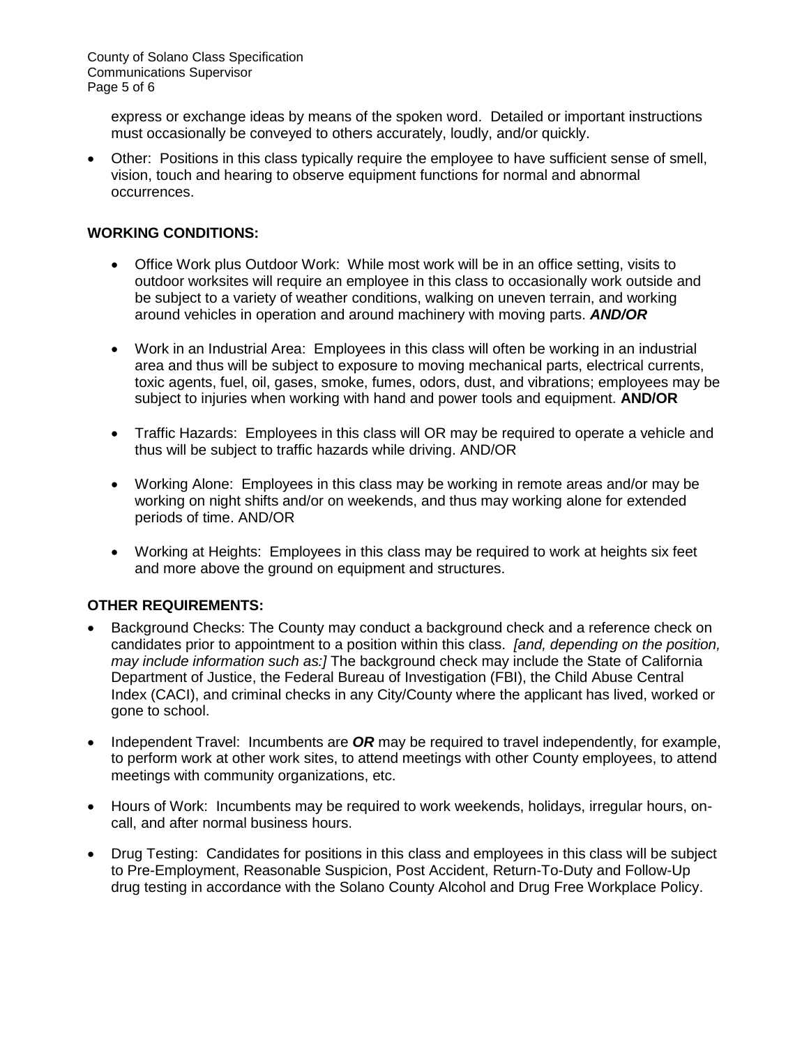express or exchange ideas by means of the spoken word. Detailed or important instructions must occasionally be conveyed to others accurately, loudly, and/or quickly.

- Other: Positions in this class typically require the employee to have sufficient sense of smell, vision, touch and hearing to observe equipment functions for normal and abnormal occurrences.

**WORKING CONDITIONS:**

- Office Work plus Outdoor Work: While most work will be in an office setting, visits to outdoor worksites will require an employee in this class to occasionally work outside and be subject to a variety of weather conditions, walking on uneven terrain, and working around vehicles in operation and around machinery with moving parts. ***AND/OR***

- Work in an Industrial Area: Employees in this class will often be working in an industrial area and thus will be subject to exposure to moving mechanical parts, electrical currents, toxic agents, fuel, oil, gases, smoke, fumes, odors, dust, and vibrations; employees may be subject to injuries when working with hand and power tools and equipment. **AND/OR**

- Traffic Hazards: Employees in this class will OR may be required to operate a vehicle and thus will be subject to traffic hazards while driving. AND/OR

- Working Alone: Employees in this class may be working in remote areas and/or may be working on night shifts and/or on weekends, and thus may working alone for extended periods of time. AND/OR

- Working at Heights: Employees in this class may be required to work at heights six feet and more above the ground on equipment and structures.

**OTHER REQUIREMENTS:**

- Background Checks: The County may conduct a background check and a reference check on candidates prior to appointment to a position within this class. *[and, depending on the position, may include information such as:]* The background check may include the State of California Department of Justice, the Federal Bureau of Investigation (FBI), the Child Abuse Central Index (CACI), and criminal checks in any City/County where the applicant has lived, worked or gone to school.

- Independent Travel: Incumbents are ***OR*** may be required to travel independently, for example, to perform work at other work sites, to attend meetings with other County employees, to attend meetings with community organizations, etc.

- Hours of Work: Incumbents may be required to work weekends, holidays, irregular hours, on-call, and after normal business hours.

- Drug Testing: Candidates for positions in this class and employees in this class will be subject to Pre-Employment, Reasonable Suspicion, Post Accident, Return-To-Duty and Follow-Up drug testing in accordance with the Solano County Alcohol and Drug Free Workplace Policy.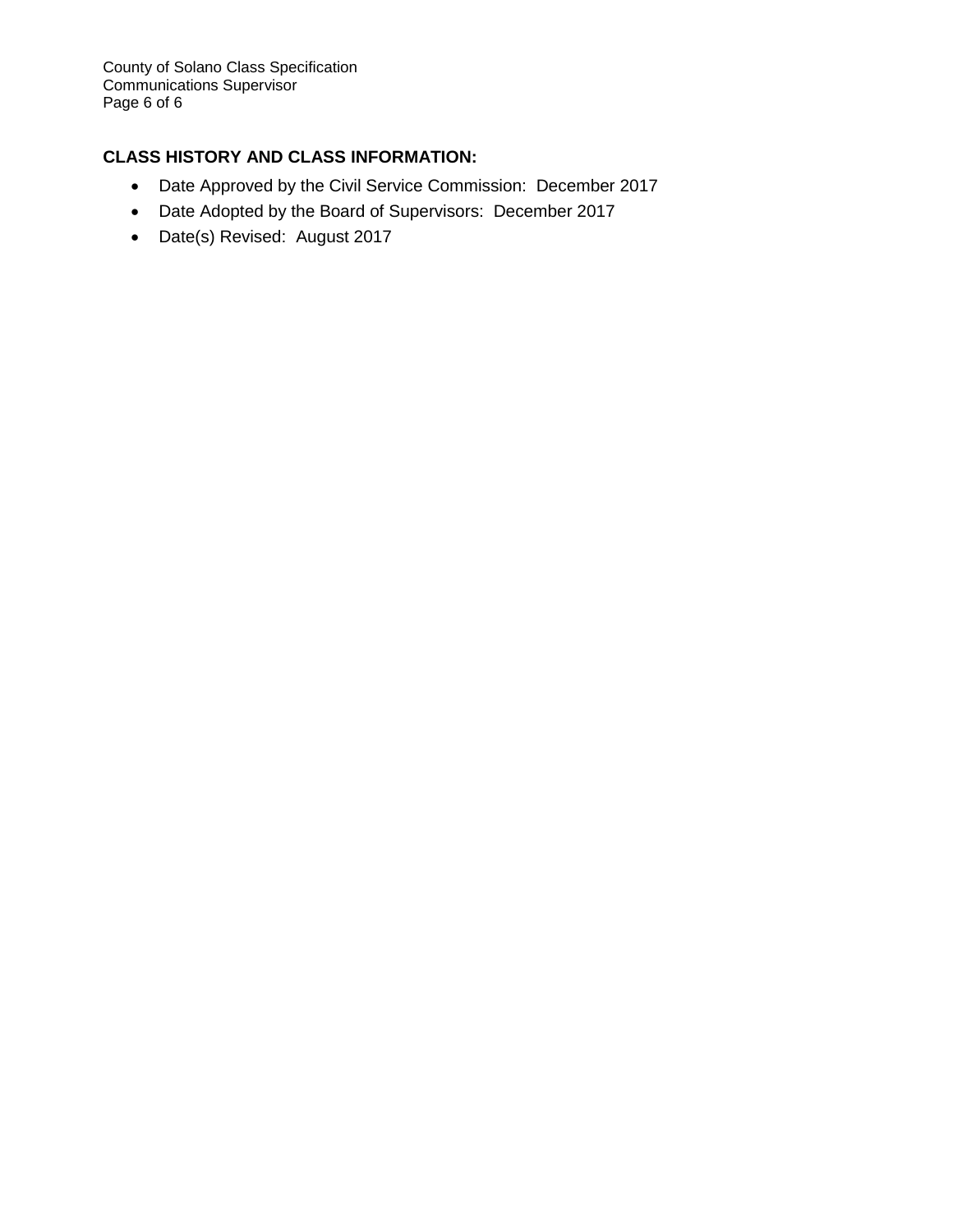**CLASS HISTORY AND CLASS INFORMATION:**

- Date Approved by the Civil Service Commission: December 2017
- Date Adopted by the Board of Supervisors: December 2017
- Date(s) Revised: August 2017